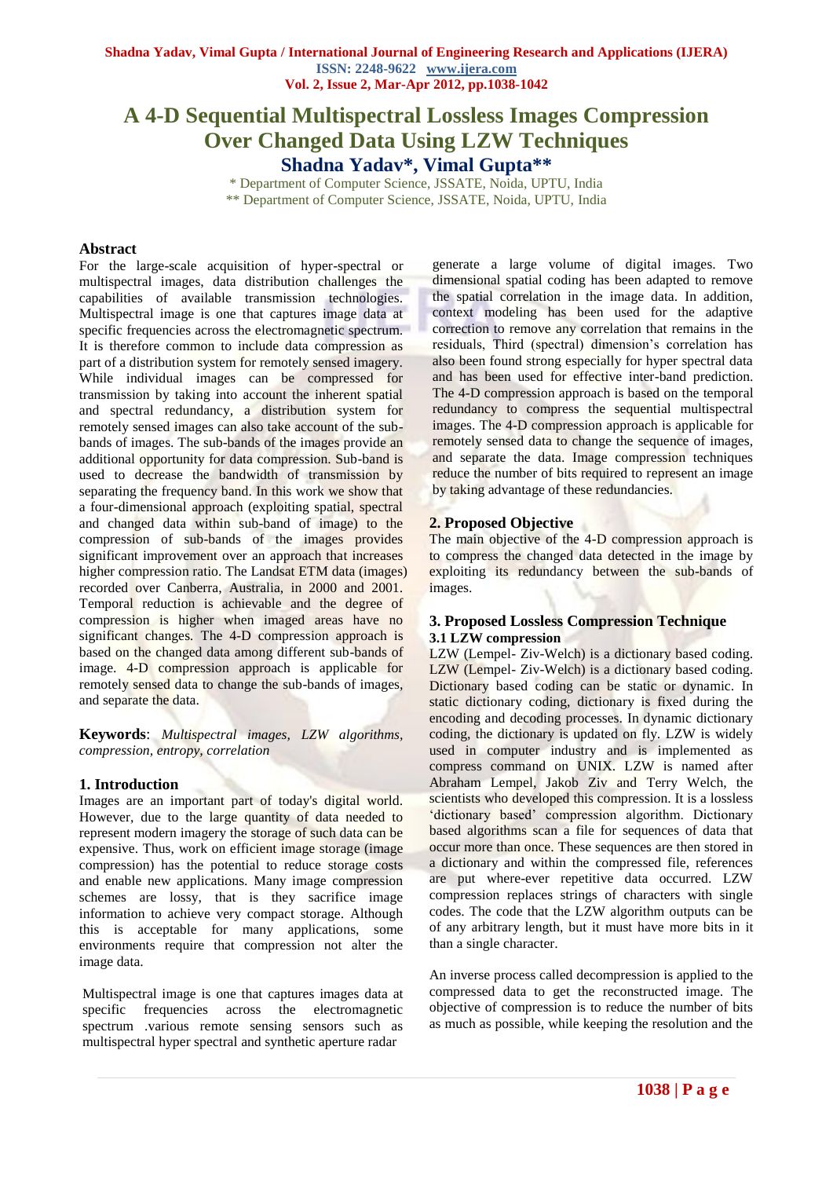# A 4-D Sequential Multispectral Lossless Images Compression Over Changed Data Using LZW Techniques

**Shadna Yadav\*, Vimal Gupta\*\***

\* Department of Computer Science, JSSATE, Noida, UPTU, India
\*\* Department of Computer Science, JSSATE, Noida, UPTU, India

## Abstract

For the large-scale acquisition of hyper-spectral or multispectral images, data distribution challenges the capabilities of available transmission technologies. Multispectral image is one that captures image data at specific frequencies across the electromagnetic spectrum. It is therefore common to include data compression as part of a distribution system for remotely sensed imagery. While individual images can be compressed for transmission by taking into account the inherent spatial and spectral redundancy, a distribution system for remotely sensed images can also take account of the sub-bands of images. The sub-bands of the images provide an additional opportunity for data compression. Sub-band is used to decrease the bandwidth of transmission by separating the frequency band. In this work we show that a four-dimensional approach (exploiting spatial, spectral and changed data within sub-band of image) to the compression of sub-bands of the images provides significant improvement over an approach that increases higher compression ratio. The Landsat ETM data (images) recorded over Canberra, Australia, in 2000 and 2001. Temporal reduction is achievable and the degree of compression is higher when imaged areas have no significant changes. The 4-D compression approach is based on the changed data among different sub-bands of image. 4-D compression approach is applicable for remotely sensed data to change the sub-bands of images, and separate the data.

**Keywords**: *Multispectral images, LZW algorithms, compression, entropy, correlation*

## 1. Introduction

Images are an important part of today's digital world. However, due to the large quantity of data needed to represent modern imagery the storage of such data can be expensive. Thus, work on efficient image storage (image compression) has the potential to reduce storage costs and enable new applications. Many image compression schemes are lossy, that is they sacrifice image information to achieve very compact storage. Although this is acceptable for many applications, some environments require that compression not alter the image data.

Multispectral image is one that captures images data at specific frequencies across the electromagnetic spectrum .various remote sensing sensors such as multispectral hyper spectral and synthetic aperture radar generate a large volume of digital images. Two dimensional spatial coding has been adapted to remove the spatial correlation in the image data. In addition, context modeling has been used for the adaptive correction to remove any correlation that remains in the residuals, Third (spectral) dimension's correlation has also been found strong especially for hyper spectral data and has been used for effective inter-band prediction. The 4-D compression approach is based on the temporal redundancy to compress the sequential multispectral images. The 4-D compression approach is applicable for remotely sensed data to change the sequence of images, and separate the data. Image compression techniques reduce the number of bits required to represent an image by taking advantage of these redundancies.

## 2. Proposed Objective

The main objective of the 4-D compression approach is to compress the changed data detected in the image by exploiting its redundancy between the sub-bands of images.

## 3. Proposed Lossless Compression Technique

### 3.1 LZW compression

LZW (Lempel- Ziv-Welch) is a dictionary based coding. LZW (Lempel- Ziv-Welch) is a dictionary based coding. Dictionary based coding can be static or dynamic. In static dictionary coding, dictionary is fixed during the encoding and decoding processes. In dynamic dictionary coding, the dictionary is updated on fly. LZW is widely used in computer industry and is implemented as compress command on UNIX. LZW is named after Abraham Lempel, Jakob Ziv and Terry Welch, the scientists who developed this compression. It is a lossless 'dictionary based' compression algorithm. Dictionary based algorithms scan a file for sequences of data that occur more than once. These sequences are then stored in a dictionary and within the compressed file, references are put where-ever repetitive data occurred. LZW compression replaces strings of characters with single codes. The code that the LZW algorithm outputs can be of any arbitrary length, but it must have more bits in it than a single character.

An inverse process called decompression is applied to the compressed data to get the reconstructed image. The objective of compression is to reduce the number of bits as much as possible, while keeping the resolution and the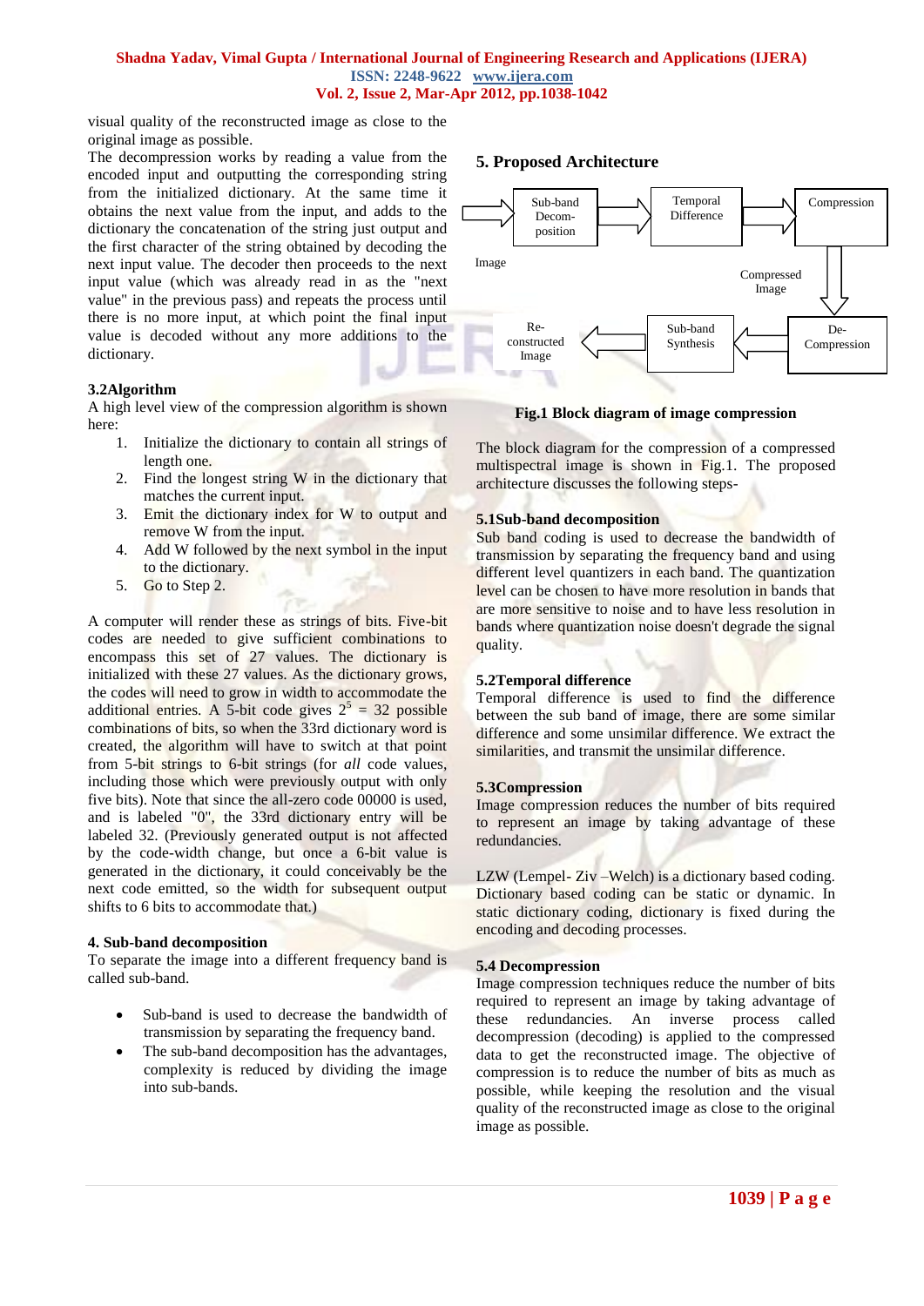visual quality of the reconstructed image as close to the original image as possible.

The decompression works by reading a value from the encoded input and outputting the corresponding string from the initialized dictionary. At the same time it obtains the next value from the input, and adds to the dictionary the concatenation of the string just output and the first character of the string obtained by decoding the next input value. The decoder then proceeds to the next input value (which was already read in as the "next value" in the previous pass) and repeats the process until there is no more input, at which point the final input value is decoded without any more additions to the dictionary.

### 3.2Algorithm

A high level view of the compression algorithm is shown here:

1. Initialize the dictionary to contain all strings of length one.
2. Find the longest string W in the dictionary that matches the current input.
3. Emit the dictionary index for W to output and remove W from the input.
4. Add W followed by the next symbol in the input to the dictionary.
5. Go to Step 2.

A computer will render these as strings of bits. Five-bit codes are needed to give sufficient combinations to encompass this set of 27 values. The dictionary is initialized with these 27 values. As the dictionary grows, the codes will need to grow in width to accommodate the additional entries. A 5-bit code gives $2^5$ = 32 possible combinations of bits, so when the 33rd dictionary word is created, the algorithm will have to switch at that point from 5-bit strings to 6-bit strings (for *all* code values, including those which were previously output with only five bits). Note that since the all-zero code 00000 is used, and is labeled "0", the 33rd dictionary entry will be labeled 32. (Previously generated output is not affected by the code-width change, but once a 6-bit value is generated in the dictionary, it could conceivably be the next code emitted, so the width for subsequent output shifts to 6 bits to accommodate that.)

## 4. Sub-band decomposition

To separate the image into a different frequency band is called sub-band.

- Sub-band is used to decrease the bandwidth of transmission by separating the frequency band.
- The sub-band decomposition has the advantages, complexity is reduced by dividing the image into sub-bands.

## 5. Proposed Architecture

Image → Sub-band Decom-position → Temporal Difference → Compression → Compressed Image → De-Compression → Sub-band Synthesis → Re-constructed Image

**Fig.1 Block diagram of image compression**

The block diagram for the compression of a compressed multispectral image is shown in Fig.1. The proposed architecture discusses the following steps-

### 5.1Sub-band decomposition

Sub band coding is used to decrease the bandwidth of transmission by separating the frequency band and using different level quantizers in each band. The quantization level can be chosen to have more resolution in bands that are more sensitive to noise and to have less resolution in bands where quantization noise doesn't degrade the signal quality.

### 5.2Temporal difference

Temporal difference is used to find the difference between the sub band of image, there are some similar difference and some unsimilar difference. We extract the similarities, and transmit the unsimilar difference.

### 5.3Compression

Image compression reduces the number of bits required to represent an image by taking advantage of these redundancies.

LZW (Lempel- Ziv –Welch) is a dictionary based coding. Dictionary based coding can be static or dynamic. In static dictionary coding, dictionary is fixed during the encoding and decoding processes.

### 5.4 Decompression

Image compression techniques reduce the number of bits required to represent an image by taking advantage of these redundancies. An inverse process called decompression (decoding) is applied to the compressed data to get the reconstructed image. The objective of compression is to reduce the number of bits as much as possible, while keeping the resolution and the visual quality of the reconstructed image as close to the original image as possible.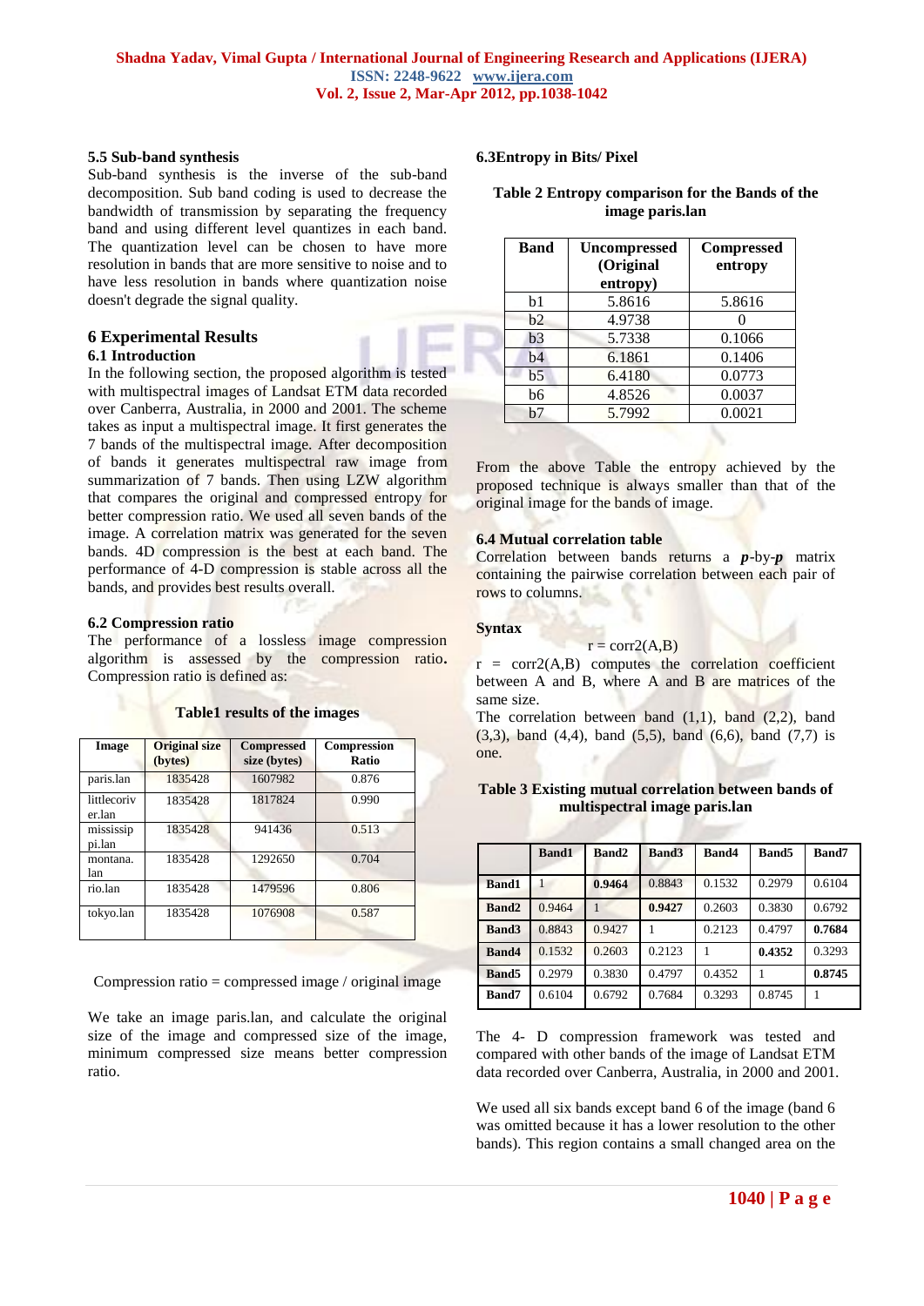### 5.5 Sub-band synthesis

Sub-band synthesis is the inverse of the sub-band decomposition. Sub band coding is used to decrease the bandwidth of transmission by separating the frequency band and using different level quantizes in each band. The quantization level can be chosen to have more resolution in bands that are more sensitive to noise and to have less resolution in bands where quantization noise doesn't degrade the signal quality.

## 6 Experimental Results

### 6.1 Introduction

In the following section, the proposed algorithm is tested with multispectral images of Landsat ETM data recorded over Canberra, Australia, in 2000 and 2001. The scheme takes as input a multispectral image. It first generates the 7 bands of the multispectral image. After decomposition of bands it generates multispectral raw image from summarization of 7 bands. Then using LZW algorithm that compares the original and compressed entropy for better compression ratio. We used all seven bands of the image. A correlation matrix was generated for the seven bands. 4D compression is the best at each band. The performance of 4-D compression is stable across all the bands, and provides best results overall.

### 6.2 Compression ratio

The performance of a lossless image compression algorithm is assessed by the compression ratio**.** Compression ratio is defined as:

**Table1 results of the images**

| Image | Original size (bytes) | Compressed size (bytes) | Compression Ratio |
|---|---|---|---|
| paris.lan | 1835428 | 1607982 | 0.876 |
| littlecoriver.lan | 1835428 | 1817824 | 0.990 |
| mississippi.lan | 1835428 | 941436 | 0.513 |
| montana.lan | 1835428 | 1292650 | 0.704 |
| rio.lan | 1835428 | 1479596 | 0.806 |
| tokyo.lan | 1835428 | 1076908 | 0.587 |

Compression ratio = compressed image / original image

We take an image paris.lan, and calculate the original size of the image and compressed size of the image, minimum compressed size means better compression ratio.

### 6.3Entropy in Bits/ Pixel

**Table 2 Entropy comparison for the Bands of the image paris.lan**

| Band | Uncompressed (Original entropy) | Compressed entropy |
|---|---|---|
| b1 | 5.8616 | 5.8616 |
| b2 | 4.9738 | 0 |
| b3 | 5.7338 | 0.1066 |
| b4 | 6.1861 | 0.1406 |
| b5 | 6.4180 | 0.0773 |
| b6 | 4.8526 | 0.0037 |
| b7 | 5.7992 | 0.0021 |

From the above Table the entropy achieved by the proposed technique is always smaller than that of the original image for the bands of image.

### 6.4 Mutual correlation table

Correlation between bands returns a ***p***-by-***p*** matrix containing the pairwise correlation between each pair of rows to columns.

**Syntax**

r = corr2(A,B)

r = corr2(A,B) computes the correlation coefficient between A and B, where A and B are matrices of the same size.

The correlation between band (1,1), band (2,2), band (3,3), band (4,4), band (5,5), band (6,6), band (7,7) is one.

**Table 3 Existing mutual correlation between bands of multispectral image paris.lan**

| | Band1 | Band2 | Band3 | Band4 | Band5 | Band7 |
|---|---|---|---|---|---|---|
| **Band1** | 1 | **0.9464** | 0.8843 | 0.1532 | 0.2979 | 0.6104 |
| **Band2** | 0.9464 | 1 | **0.9427** | 0.2603 | 0.3830 | 0.6792 |
| **Band3** | 0.8843 | 0.9427 | 1 | 0.2123 | 0.4797 | **0.7684** |
| **Band4** | 0.1532 | 0.2603 | 0.2123 | 1 | **0.4352** | 0.3293 |
| **Band5** | 0.2979 | 0.3830 | 0.4797 | 0.4352 | 1 | **0.8745** |
| **Band7** | 0.6104 | 0.6792 | 0.7684 | 0.3293 | 0.8745 | 1 |

The 4- D compression framework was tested and compared with other bands of the image of Landsat ETM data recorded over Canberra, Australia, in 2000 and 2001.

We used all six bands except band 6 of the image (band 6 was omitted because it has a lower resolution to the other bands). This region contains a small changed area on the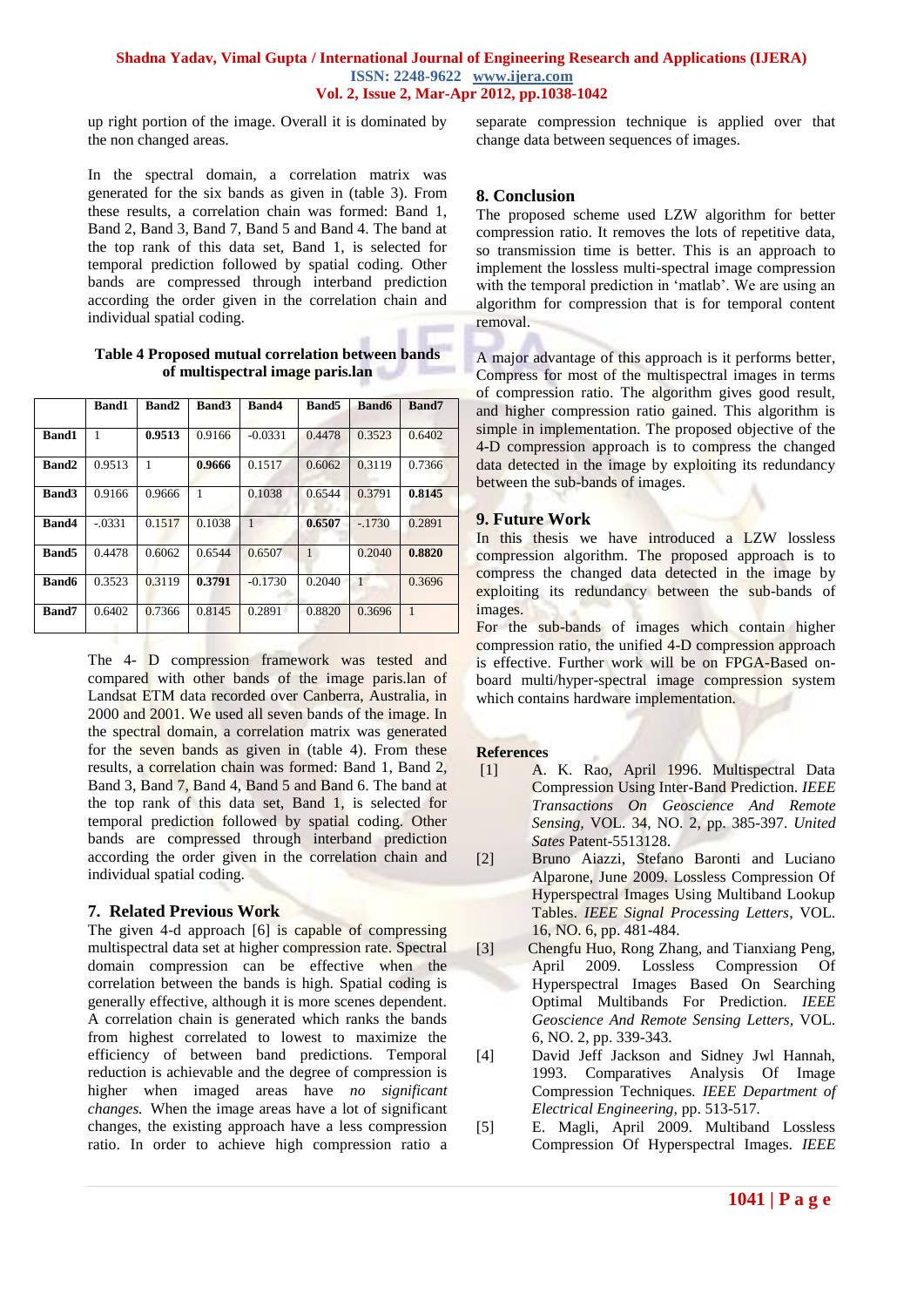up right portion of the image. Overall it is dominated by the non changed areas.

In the spectral domain, a correlation matrix was generated for the six bands as given in (table 3). From these results, a correlation chain was formed: Band 1, Band 2, Band 3, Band 7, Band 5 and Band 4. The band at the top rank of this data set, Band 1, is selected for temporal prediction followed by spatial coding. Other bands are compressed through interband prediction according the order given in the correlation chain and individual spatial coding.

**Table 4 Proposed mutual correlation between bands of multispectral image paris.lan**

| | **Band1** | **Band2** | **Band3** | **Band4** | **Band5** | **Band6** | **Band7** |
|---|---|---|---|---|---|---|---|
| **Band1** | 1 | **0.9513** | 0.9166 | -0.0331 | 0.4478 | 0.3523 | 0.6402 |
| **Band2** | 0.9513 | 1 | **0.9666** | 0.1517 | 0.6062 | 0.3119 | 0.7366 |
| **Band3** | 0.9166 | 0.9666 | 1 | 0.1038 | 0.6544 | 0.3791 | **0.8145** |
| **Band4** | -.0331 | 0.1517 | 0.1038 | 1 | **0.6507** | -.1730 | 0.2891 |
| **Band5** | 0.4478 | 0.6062 | 0.6544 | 0.6507 | 1 | 0.2040 | **0.8820** |
| **Band6** | 0.3523 | 0.3119 | **0.3791** | -0.1730 | 0.2040 | 1 | 0.3696 |
| **Band7** | 0.6402 | 0.7366 | 0.8145 | 0.2891 | 0.8820 | 0.3696 | 1 |

The 4- D compression framework was tested and compared with other bands of the image paris.lan of Landsat ETM data recorded over Canberra, Australia, in 2000 and 2001. We used all seven bands of the image. In the spectral domain, a correlation matrix was generated for the seven bands as given in (table 4). From these results, a correlation chain was formed: Band 1, Band 2, Band 3, Band 7, Band 4, Band 5 and Band 6. The band at the top rank of this data set, Band 1, is selected for temporal prediction followed by spatial coding. Other bands are compressed through interband prediction according the order given in the correlation chain and individual spatial coding.

## 7. Related Previous Work

The given 4-d approach [6] is capable of compressing multispectral data set at higher compression rate. Spectral domain compression can be effective when the correlation between the bands is high. Spatial coding is generally effective, although it is more scenes dependent. A correlation chain is generated which ranks the bands from highest correlated to lowest to maximize the efficiency of between band predictions. Temporal reduction is achievable and the degree of compression is higher when imaged areas have *no significant changes.* When the image areas have a lot of significant changes, the existing approach have a less compression ratio. In order to achieve high compression ratio a separate compression technique is applied over that change data between sequences of images.

## 8. Conclusion

The proposed scheme used LZW algorithm for better compression ratio. It removes the lots of repetitive data, so transmission time is better. This is an approach to implement the lossless multi-spectral image compression with the temporal prediction in 'matlab'. We are using an algorithm for compression that is for temporal content removal.

A major advantage of this approach is it performs better, Compress for most of the multispectral images in terms of compression ratio. The algorithm gives good result, and higher compression ratio gained. This algorithm is simple in implementation. The proposed objective of the 4-D compression approach is to compress the changed data detected in the image by exploiting its redundancy between the sub-bands of images.

## 9. Future Work

In this thesis we have introduced a LZW lossless compression algorithm. The proposed approach is to compress the changed data detected in the image by exploiting its redundancy between the sub-bands of images.

For the sub-bands of images which contain higher compression ratio, the unified 4-D compression approach is effective. Further work will be on FPGA-Based on-board multi/hyper-spectral image compression system which contains hardware implementation.

## References

[1] A. K. Rao, April 1996. Multispectral Data Compression Using Inter-Band Prediction. *IEEE Transactions On Geoscience And Remote Sensing*, VOL. 34, NO. 2, pp. 385-397. *United Sates* Patent-5513128.

[2] Bruno Aiazzi, Stefano Baronti and Luciano Alparone, June 2009. Lossless Compression Of Hyperspectral Images Using Multiband Lookup Tables. *IEEE Signal Processing Letters*, VOL. 16, NO. 6, pp. 481-484.

[3] Chengfu Huo, Rong Zhang, and Tianxiang Peng, April 2009. Lossless Compression Of Hyperspectral Images Based On Searching Optimal Multibands For Prediction. *IEEE Geoscience And Remote Sensing Letters*, VOL. 6, NO. 2, pp. 339-343.

[4] David Jeff Jackson and Sidney Jwl Hannah, 1993. Comparatives Analysis Of Image Compression Techniques. *IEEE Department of Electrical Engineering*, pp. 513-517.

[5] E. Magli, April 2009. Multiband Lossless Compression Of Hyperspectral Images. *IEEE*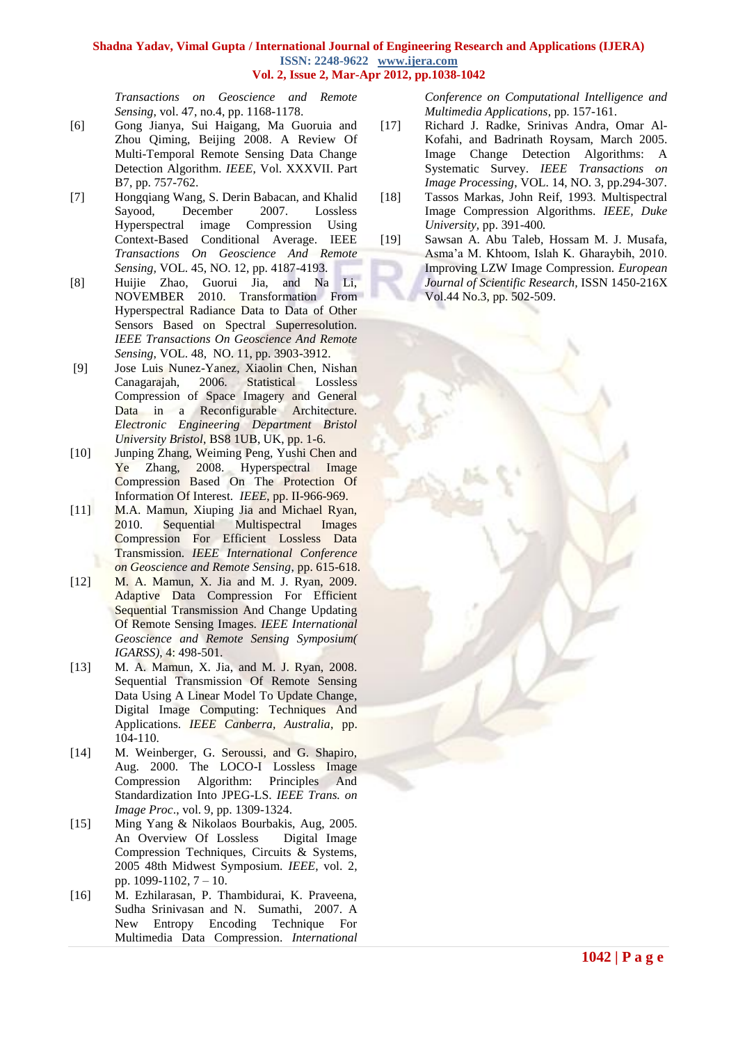*Transactions on Geoscience and Remote Sensing*, vol. 47, no.4, pp. 1168-1178.

[6] Gong Jianya, Sui Haigang, Ma Guoruia and Zhou Qiming, Beijing 2008. A Review Of Multi-Temporal Remote Sensing Data Change Detection Algorithm. *IEEE*, Vol. XXXVII. Part B7, pp. 757-762.

[7] Hongqiang Wang, S. Derin Babacan, and Khalid Sayood, December 2007. Lossless Hyperspectral image Compression Using Context-Based Conditional Average. IEEE *Transactions On Geoscience And Remote Sensing*, VOL. 45, NO. 12, pp. 4187-4193.

[8] Huijie Zhao, Guorui Jia, and Na Li, NOVEMBER 2010. Transformation From Hyperspectral Radiance Data to Data of Other Sensors Based on Spectral Superresolution. *IEEE Transactions On Geoscience And Remote Sensing*, VOL. 48, NO. 11, pp. 3903-3912.

[9] Jose Luis Nunez-Yanez, Xiaolin Chen, Nishan Canagarajah, 2006. Statistical Lossless Compression of Space Imagery and General Data in a Reconfigurable Architecture. *Electronic Engineering Department Bristol University Bristol*, BS8 1UB, UK, pp. 1-6.

[10] Junping Zhang, Weiming Peng, Yushi Chen and Ye Zhang, 2008. Hyperspectral Image Compression Based On The Protection Of Information Of Interest. *IEEE*, pp. II-966-969.

[11] M.A. Mamun, Xiuping Jia and Michael Ryan, 2010. Sequential Multispectral Images Compression For Efficient Lossless Data Transmission. *IEEE International Conference on Geoscience and Remote Sensing*, pp. 615-618.

[12] M. A. Mamun, X. Jia and M. J. Ryan, 2009. Adaptive Data Compression For Efficient Sequential Transmission And Change Updating Of Remote Sensing Images. *IEEE International Geoscience and Remote Sensing Symposium( IGARSS)*, 4: 498-501.

[13] M. A. Mamun, X. Jia, and M. J. Ryan, 2008. Sequential Transmission Of Remote Sensing Data Using A Linear Model To Update Change, Digital Image Computing: Techniques And Applications. *IEEE Canberra, Australia*, pp. 104-110.

[14] M. Weinberger, G. Seroussi, and G. Shapiro, Aug. 2000. The LOCO-I Lossless Image Compression Algorithm: Principles And Standardization Into JPEG-LS. *IEEE Trans. on Image Proc*., vol. 9, pp. 1309-1324.

[15] Ming Yang & Nikolaos Bourbakis, Aug, 2005. An Overview Of Lossless Digital Image Compression Techniques, Circuits & Systems, 2005 48th Midwest Symposium. *IEEE*, vol. 2, pp. 1099-1102, 7 – 10.

[16] M. Ezhilarasan, P. Thambidurai, K. Praveena, Sudha Srinivasan and N. Sumathi, 2007. A New Entropy Encoding Technique For Multimedia Data Compression. *International Conference on Computational Intelligence and Multimedia Applications*, pp. 157-161.

[17] Richard J. Radke, Srinivas Andra, Omar Al-Kofahi, and Badrinath Roysam, March 2005. Image Change Detection Algorithms: A Systematic Survey. *IEEE Transactions on Image Processing*, VOL. 14, NO. 3, pp.294-307.

[18] Tassos Markas, John Reif, 1993. Multispectral Image Compression Algorithms. *IEEE, Duke University*, pp. 391-400.

[19] Sawsan A. Abu Taleb, Hossam M. J. Musafa, Asma'a M. Khtoom, Islah K. Gharaybih, 2010. Improving LZW Image Compression. *European Journal of Scientific Research*, ISSN 1450-216X Vol.44 No.3, pp. 502-509.